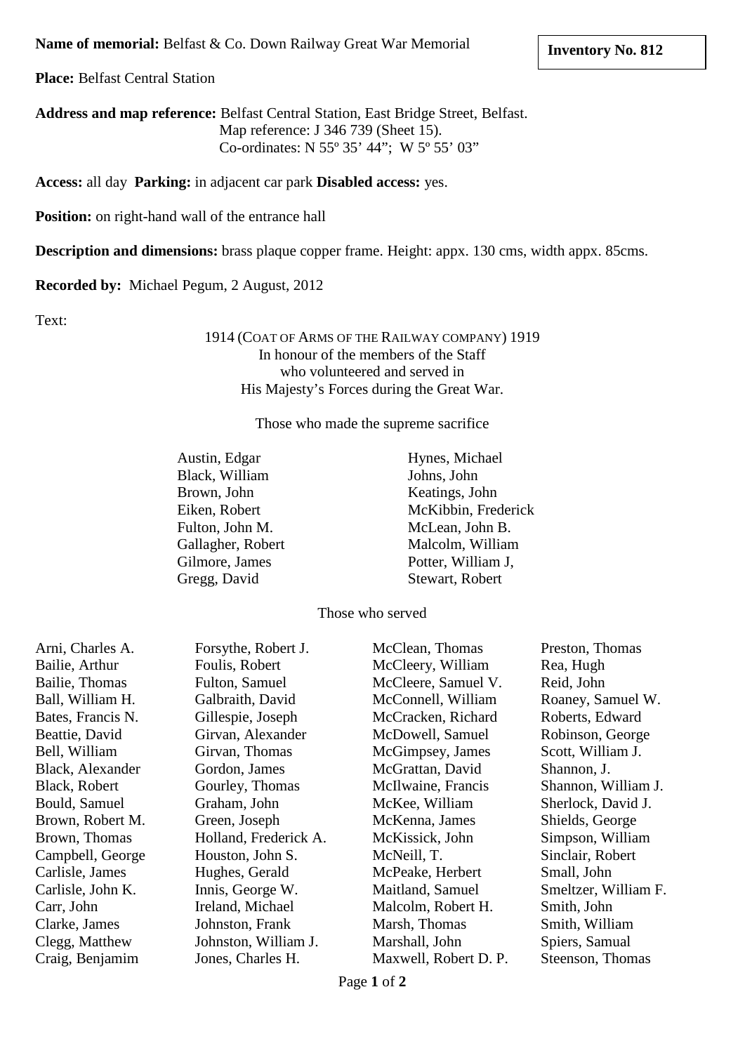**Name of memorial:** Belfast & Co. Down Railway Great War Memorial

**Inventory No. 812**

**Place:** Belfast Central Station

**Address and map reference:** Belfast Central Station, East Bridge Street, Belfast.
Map reference: J 346 739 (Sheet 15).
Co-ordinates: N 55º 35' 44"; W 5º 55' 03"

**Access:** all day **Parking:** in adjacent car park **Disabled access:** yes.

**Position:** on right-hand wall of the entrance hall

**Description and dimensions:** brass plaque copper frame. Height: appx. 130 cms, width appx. 85cms.

**Recorded by:** Michael Pegum, 2 August, 2012

Text:

1914 (COAT OF ARMS OF THE RAILWAY COMPANY) 1919
In honour of the members of the Staff
who volunteered and served in
His Majesty's Forces during the Great War.

Those who made the supreme sacrifice

| | |
|---|---|
| Austin, Edgar | Hynes, Michael |
| Black, William | Johns, John |
| Brown, John | Keatings, John |
| Eiken, Robert | McKibbin, Frederick |
| Fulton, John M. | McLean, John B. |
| Gallagher, Robert | Malcolm, William |
| Gilmore, James | Potter, William J, |
| Gregg, David | Stewart, Robert |

Those who served

| | | | |
|---|---|---|---|
| Arni, Charles A. | Forsythe, Robert J. | McClean, Thomas | Preston, Thomas |
| Bailie, Arthur | Foulis, Robert | McCleery, William | Rea, Hugh |
| Bailie, Thomas | Fulton, Samuel | McCleere, Samuel V. | Reid, John |
| Ball, William H. | Galbraith, David | McConnell, William | Roaney, Samuel W. |
| Bates, Francis N. | Gillespie, Joseph | McCracken, Richard | Roberts, Edward |
| Beattie, David | Girvan, Alexander | McDowell, Samuel | Robinson, George |
| Bell, William | Girvan, Thomas | McGimpsey, James | Scott, William J. |
| Black, Alexander | Gordon, James | McGrattan, David | Shannon, J. |
| Black, Robert | Gourley, Thomas | McIlwaine, Francis | Shannon, William J. |
| Bould, Samuel | Graham, John | McKee, William | Sherlock, David J. |
| Brown, Robert M. | Green, Joseph | McKenna, James | Shields, George |
| Brown, Thomas | Holland, Frederick A. | McKissick, John | Simpson, William |
| Campbell, George | Houston, John S. | McNeill, T. | Sinclair, Robert |
| Carlisle, James | Hughes, Gerald | McPeake, Herbert | Small, John |
| Carlisle, John K. | Innis, George W. | Maitland, Samuel | Smeltzer, William F. |
| Carr, John | Ireland, Michael | Malcolm, Robert H. | Smith, John |
| Clarke, James | Johnston, Frank | Marsh, Thomas | Smith, William |
| Clegg, Matthew | Johnston, William J. | Marshall, John | Spiers, Samual |
| Craig, Benjamim | Jones, Charles H. | Maxwell, Robert D. P. | Steenson, Thomas |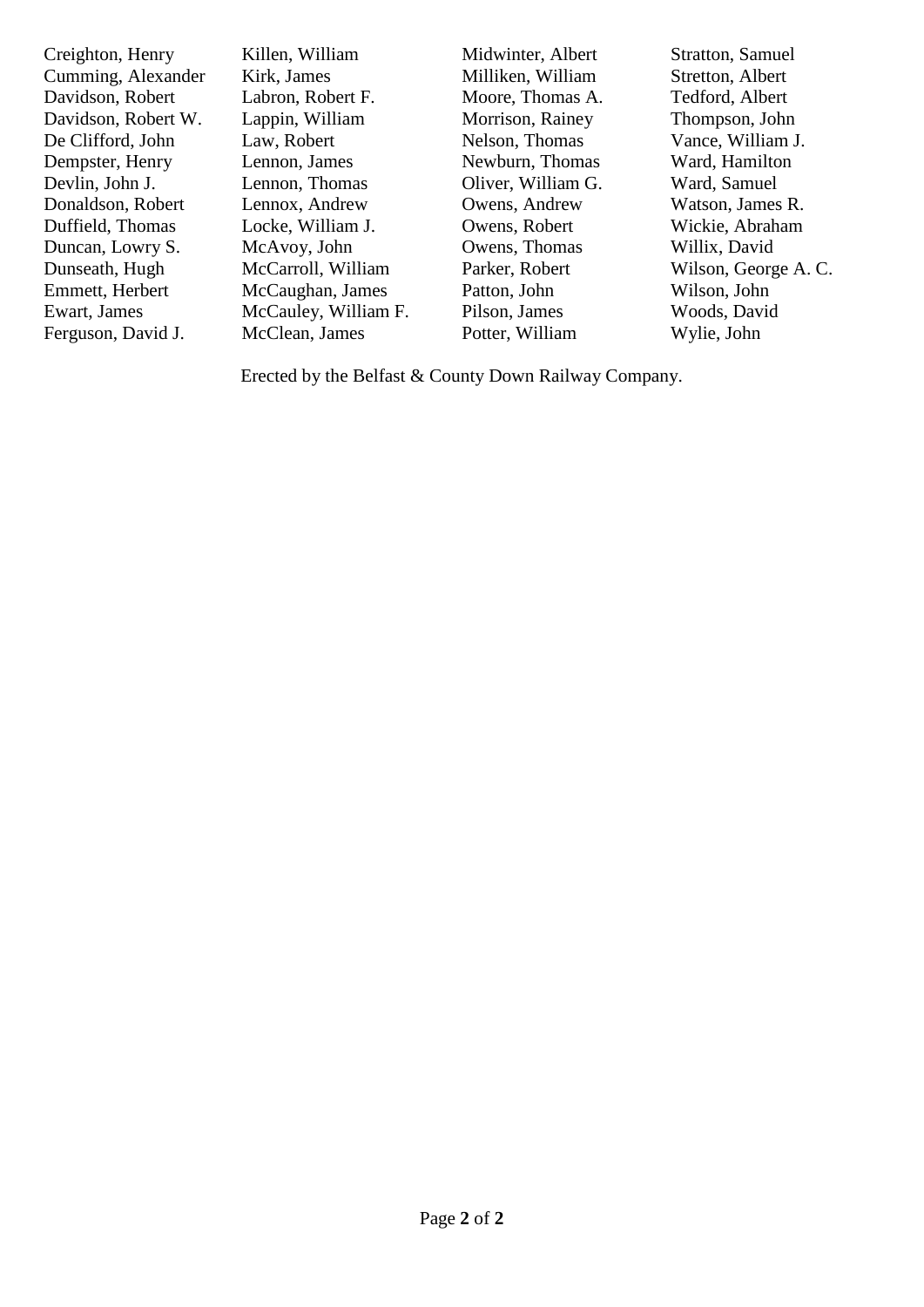Creighton, Henry
Cumming, Alexander
Davidson, Robert
Davidson, Robert W.
De Clifford, John
Dempster, Henry
Devlin, John J.
Donaldson, Robert
Duffield, Thomas
Duncan, Lowry S.
Dunseath, Hugh
Emmett, Herbert
Ewart, James
Ferguson, David J.
Killen, William
Kirk, James
Labron, Robert F.
Lappin, William
Law, Robert
Lennon, James
Lennon, Thomas
Lennox, Andrew
Locke, William J.
McAvoy, John
McCarroll, William
McCaughan, James
McCauley, William F.
McClean, James
Midwinter, Albert
Milliken, William
Moore, Thomas A.
Morrison, Rainey
Nelson, Thomas
Newburn, Thomas
Oliver, William G.
Owens, Andrew
Owens, Robert
Owens, Thomas
Parker, Robert
Patton, John
Pilson, James
Potter, William
Stratton, Samuel
Stretton, Albert
Tedford, Albert
Thompson, John
Vance, William J.
Ward, Hamilton
Ward, Samuel
Watson, James R.
Wickie, Abraham
Willix, David
Wilson, George A. C.
Wilson, John
Woods, David
Wylie, John

Erected by the Belfast & County Down Railway Company.